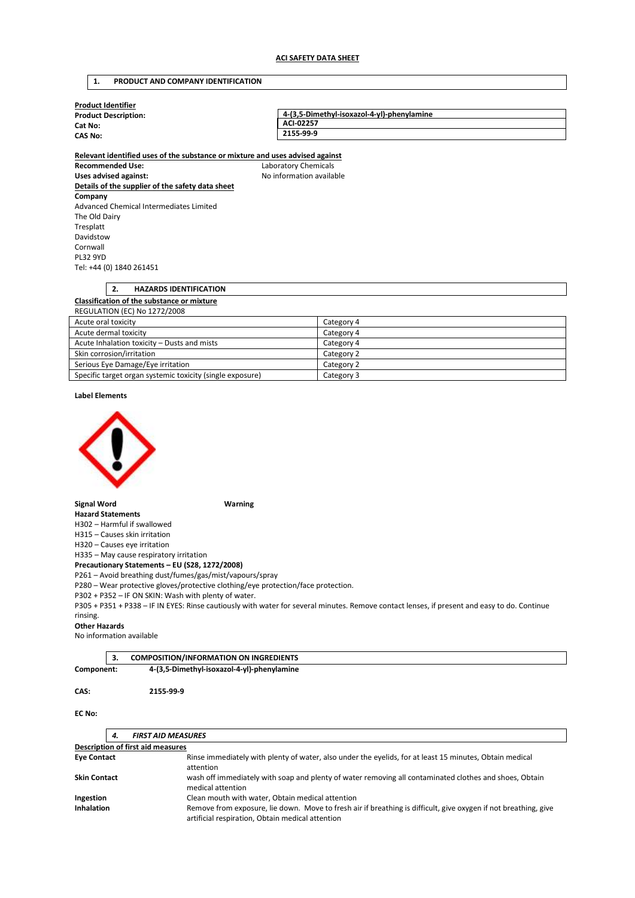**ACI SAFETY DATA SHEET**

## 1. PRODUCT AND COMPANY IDENTIFICATION

**Product Identifier**

| | |
|---|---|
| **Product Description:** | **4-(3,5-Dimethyl-isoxazol-4-yl)-phenylamine** |
| **Cat No:** | **ACI-02257** |
| **CAS No:** | **2155-99-9** |

**Relevant identified uses of the substance or mixture and uses advised against**

**Recommended Use:** Laboratory Chemicals
**Uses advised against:** No information available

**Details of the supplier of the safety data sheet**

**Company**
Advanced Chemical Intermediates Limited
The Old Dairy
Tresplatt
Davidstow
Cornwall
PL32 9YD
Tel: +44 (0) 1840 261451

## 2. HAZARDS IDENTIFICATION

**Classification of the substance or mixture**

REGULATION (EC) No 1272/2008

| | |
|---|---|
| Acute oral toxicity | Category 4 |
| Acute dermal toxicity | Category 4 |
| Acute Inhalation toxicity – Dusts and mists | Category 4 |
| Skin corrosion/irritation | Category 2 |
| Serious Eye Damage/Eye irritation | Category 2 |
| Specific target organ systemic toxicity (single exposure) | Category 3 |

**Label Elements**

**Signal Word** **Warning**

**Hazard Statements**
H302 – Harmful if swallowed
H315 – Causes skin irritation
H320 – Causes eye irritation
H335 – May cause respiratory irritation

**Precautionary Statements – EU (S28, 1272/2008)**
P261 – Avoid breathing dust/fumes/gas/mist/vapours/spray
P280 – Wear protective gloves/protective clothing/eye protection/face protection.
P302 + P352 – IF ON SKIN: Wash with plenty of water.
P305 + P351 + P338 – IF IN EYES: Rinse cautiously with water for several minutes. Remove contact lenses, if present and easy to do. Continue rinsing.

**Other Hazards**
No information available

## 3. COMPOSITION/INFORMATION ON INGREDIENTS

**Component:** **4-(3,5-Dimethyl-isoxazol-4-yl)-phenylamine**

**CAS:** **2155-99-9**

**EC No:**

## *4. FIRST AID MEASURES*

**Description of first aid measures**

| | |
|---|---|
| **Eye Contact** | Rinse immediately with plenty of water, also under the eyelids, for at least 15 minutes, Obtain medical attention |
| **Skin Contact** | wash off immediately with soap and plenty of water removing all contaminated clothes and shoes, Obtain medical attention |
| **Ingestion** | Clean mouth with water, Obtain medical attention |
| **Inhalation** | Remove from exposure, lie down. Move to fresh air if breathing is difficult, give oxygen if not breathing, give artificial respiration, Obtain medical attention |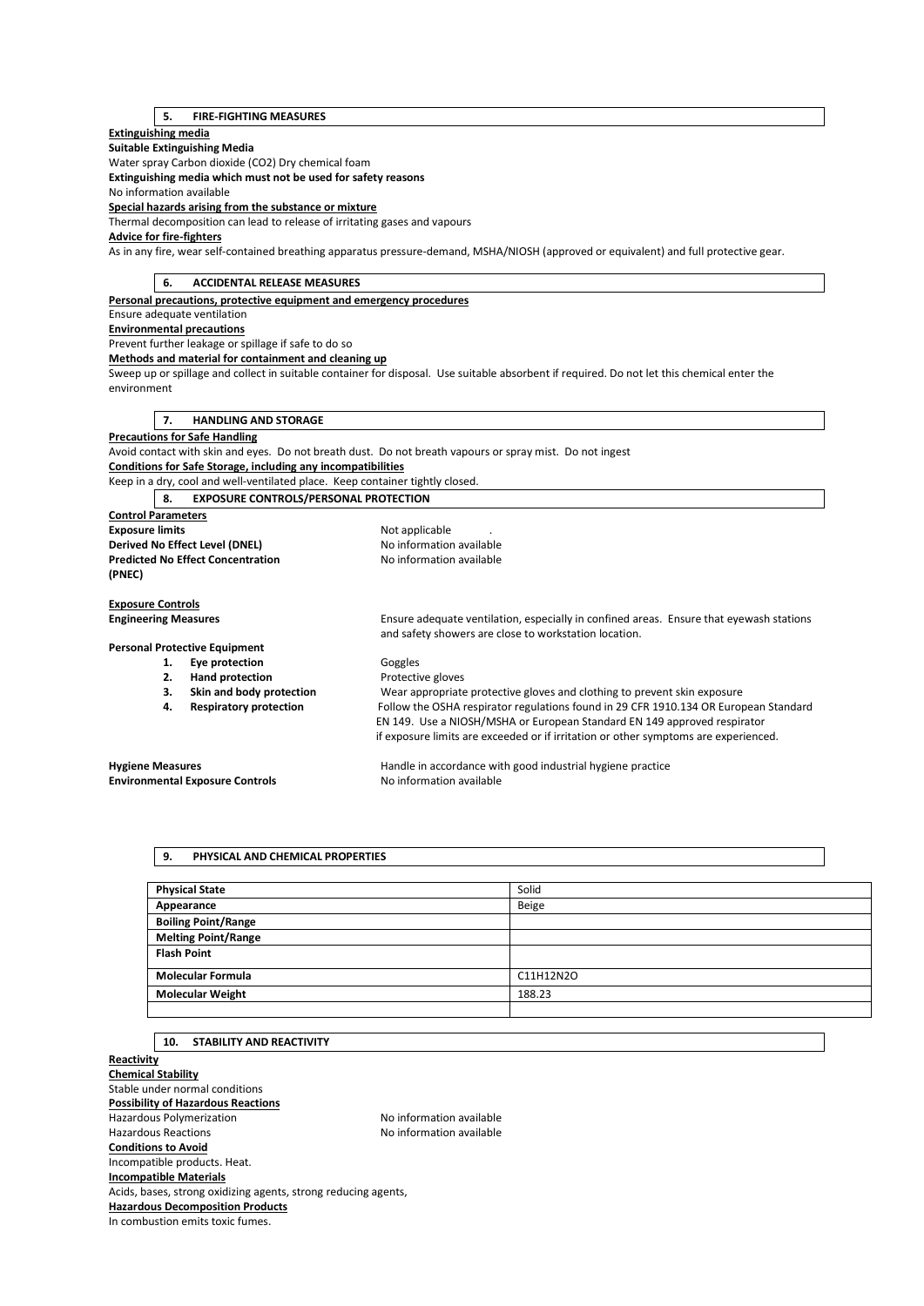## 5. FIRE-FIGHTING MEASURES

**Extinguishing media**

**Suitable Extinguishing Media**

Water spray Carbon dioxide ($CO_2$) Dry chemical foam

**Extinguishing media which must not be used for safety reasons**

No information available

**Special hazards arising from the substance or mixture**

Thermal decomposition can lead to release of irritating gases and vapours

**Advice for fire-fighters**

As in any fire, wear self-contained breathing apparatus pressure-demand, MSHA/NIOSH (approved or equivalent) and full protective gear.

## 6. ACCIDENTAL RELEASE MEASURES

**Personal precautions, protective equipment and emergency procedures**

Ensure adequate ventilation

**Environmental precautions**

Prevent further leakage or spillage if safe to do so

**Methods and material for containment and cleaning up**

Sweep up or spillage and collect in suitable container for disposal. Use suitable absorbent if required. Do not let this chemical enter the environment

## 7. HANDLING AND STORAGE

**Precautions for Safe Handling**

Avoid contact with skin and eyes. Do not breath dust. Do not breath vapours or spray mist. Do not ingest

**Conditions for Safe Storage, including any incompatibilities**

Keep in a dry, cool and well-ventilated place. Keep container tightly closed.

## 8. EXPOSURE CONTROLS/PERSONAL PROTECTION

**Control Parameters**

**Exposure limits** Not applicable .

**Derived No Effect Level (DNEL)** No information available

**Predicted No Effect Concentration (PNEC)** No information available

**Exposure Controls**

**Engineering Measures** Ensure adequate ventilation, especially in confined areas. Ensure that eyewash stations and safety showers are close to workstation location.

**Personal Protective Equipment**

1. **Eye protection** Goggles
2. **Hand protection** Protective gloves
3. **Skin and body protection** Wear appropriate protective gloves and clothing to prevent skin exposure
4. **Respiratory protection** Follow the OSHA respirator regulations found in 29 CFR 1910.134 OR European Standard EN 149. Use a NIOSH/MSHA or European Standard EN 149 approved respirator if exposure limits are exceeded or if irritation or other symptoms are experienced.

**Hygiene Measures** Handle in accordance with good industrial hygiene practice

**Environmental Exposure Controls** No information available

## 9. PHYSICAL AND CHEMICAL PROPERTIES

| **Physical State** | Solid |
|---|---|
| **Appearance** | Beige |
| **Boiling Point/Range** | |
| **Melting Point/Range** | |
| **Flash Point** | |
| **Molecular Formula** | $C_{11}H_{12}N_2O$ |
| **Molecular Weight** | 188.23 |
| | |

## 10. STABILITY AND REACTIVITY

**Reactivity**

**Chemical Stability**

Stable under normal conditions

**Possibility of Hazardous Reactions**

Hazardous Polymerization No information available

Hazardous Reactions No information available

**Conditions to Avoid**

Incompatible products. Heat.

**Incompatible Materials**

Acids, bases, strong oxidizing agents, strong reducing agents,

**Hazardous Decomposition Products**

In combustion emits toxic fumes.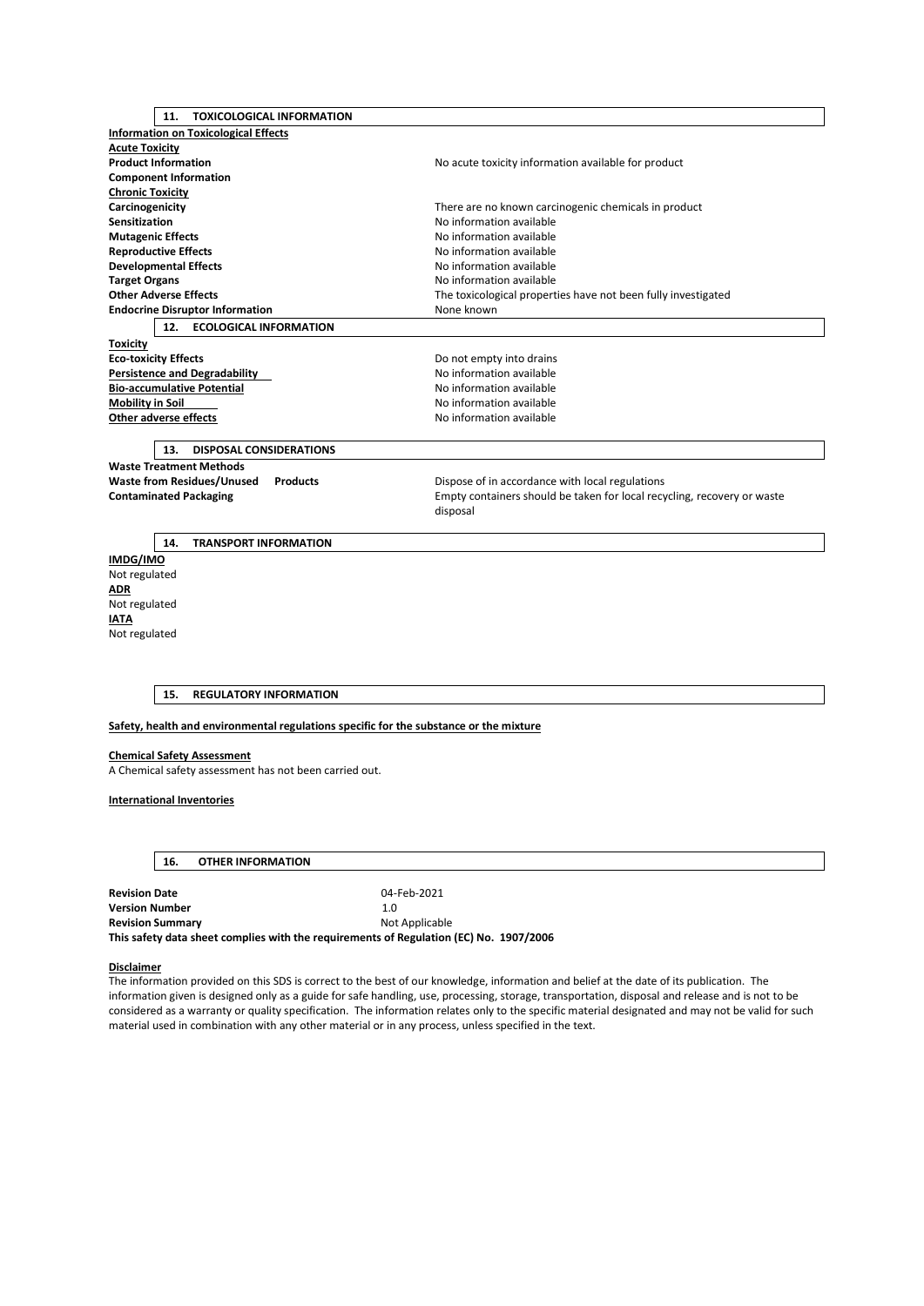## 11. TOXICOLOGICAL INFORMATION

**Information on Toxicological Effects**

| | |
|---|---|
| **Acute Toxicity** | |
| **Product Information** | No acute toxicity information available for product |
| **Component Information** | |
| **Chronic Toxicity** | |
| **Carcinogenicity** | There are no known carcinogenic chemicals in product |
| **Sensitization** | No information available |
| **Mutagenic Effects** | No information available |
| **Reproductive Effects** | No information available |
| **Developmental Effects** | No information available |
| **Target Organs** | No information available |
| **Other Adverse Effects** | The toxicological properties have not been fully investigated |
| **Endocrine Disruptor Information** | None known |

## 12. ECOLOGICAL INFORMATION

| | |
|---|---|
| **Toxicity** | |
| **Eco-toxicity Effects** | Do not empty into drains |
| **Persistence and Degradability** | No information available |
| **Bio-accumulative Potential** | No information available |
| **Mobility in Soil** | No information available |
| **Other adverse effects** | No information available |

## 13. DISPOSAL CONSIDERATIONS

| | |
|---|---|
| **Waste Treatment Methods** | |
| **Waste from Residues/Unused Products** | Dispose of in accordance with local regulations |
| **Contaminated Packaging** | Empty containers should be taken for local recycling, recovery or waste disposal |

## 14. TRANSPORT INFORMATION

**IMDG/IMO**
Not regulated
**ADR**
Not regulated
**IATA**
Not regulated

## 15. REGULATORY INFORMATION

**Safety, health and environmental regulations specific for the substance or the mixture**

**Chemical Safety Assessment**
A Chemical safety assessment has not been carried out.

**International Inventories**

## 16. OTHER INFORMATION

| | |
|---|---|
| **Revision Date** | 04-Feb-2021 |
| **Version Number** | 1.0 |
| **Revision Summary** | Not Applicable |

**This safety data sheet complies with the requirements of Regulation (EC) No. 1907/2006**

**Disclaimer**
The information provided on this SDS is correct to the best of our knowledge, information and belief at the date of its publication. The information given is designed only as a guide for safe handling, use, processing, storage, transportation, disposal and release and is not to be considered as a warranty or quality specification. The information relates only to the specific material designated and may not be valid for such material used in combination with any other material or in any process, unless specified in the text.